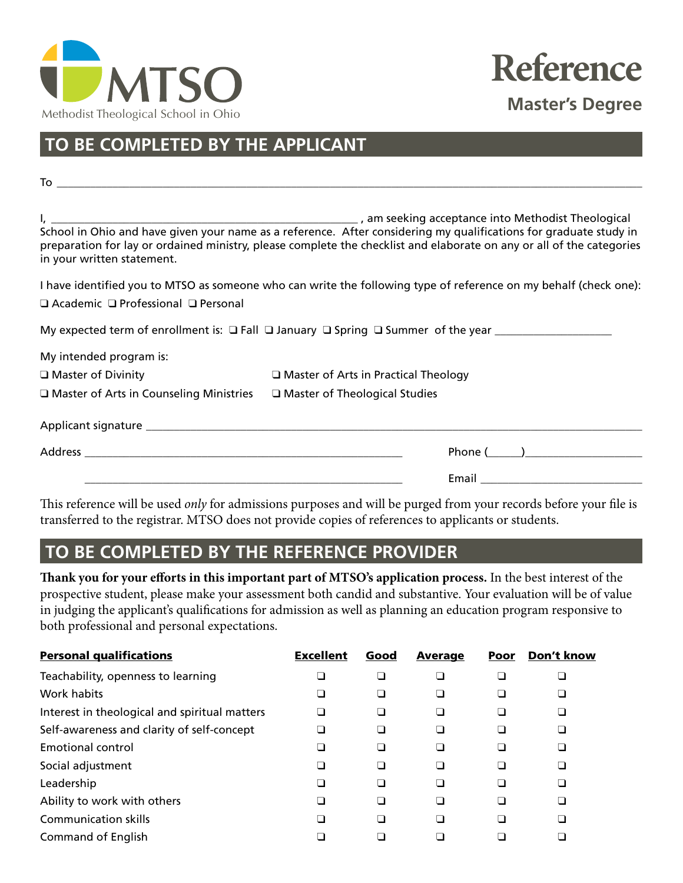MTSO

Methodist Theological School in Ohio

# Reference

## Master's Degree

## TO BE COMPLETED BY THE APPLICANT

To ______________________________________________________________________________

I, ________________________________________________ , am seeking acceptance into Methodist Theological School in Ohio and have given your name as a reference. After considering my qualifications for graduate study in preparation for lay or ordained ministry, please complete the checklist and elaborate on any or all of the categories in your written statement.

I have identified you to MTSO as someone who can write the following type of reference on my behalf (check one):

❑ Academic ❑ Professional ❑ Personal

My expected term of enrollment is: ❑ Fall ❑ January ❑ Spring ❑ Summer of the year ________________

My intended program is:

❑ Master of Divinity ❑ Master of Arts in Practical Theology

❑ Master of Arts in Counseling Ministries ❑ Master of Theological Studies

Applicant signature ______________________________________________________________

Address ______________________________________________ Phone (_____)________________

______________________________________________ Email ______________________

This reference will be used *only* for admissions purposes and will be purged from your records before your file is transferred to the registrar. MTSO does not provide copies of references to applicants or students.

## TO BE COMPLETED BY THE REFERENCE PROVIDER

**Thank you for your efforts in this important part of MTSO's application process.** In the best interest of the prospective student, please make your assessment both candid and substantive. Your evaluation will be of value in judging the applicant's qualifications for admission as well as planning an education program responsive to both professional and personal expectations.

| Personal qualifications | Excellent | Good | Average | Poor | Don't know |
|---|---|---|---|---|---|
| Teachability, openness to learning | ❑ | ❑ | ❑ | ❑ | ❑ |
| Work habits | ❑ | ❑ | ❑ | ❑ | ❑ |
| Interest in theological and spiritual matters | ❑ | ❑ | ❑ | ❑ | ❑ |
| Self-awareness and clarity of self-concept | ❑ | ❑ | ❑ | ❑ | ❑ |
| Emotional control | ❑ | ❑ | ❑ | ❑ | ❑ |
| Social adjustment | ❑ | ❑ | ❑ | ❑ | ❑ |
| Leadership | ❑ | ❑ | ❑ | ❑ | ❑ |
| Ability to work with others | ❑ | ❑ | ❑ | ❑ | ❑ |
| Communication skills | ❑ | ❑ | ❑ | ❑ | ❑ |
| Command of English | ❑ | ❑ | ❑ | ❑ | ❑ |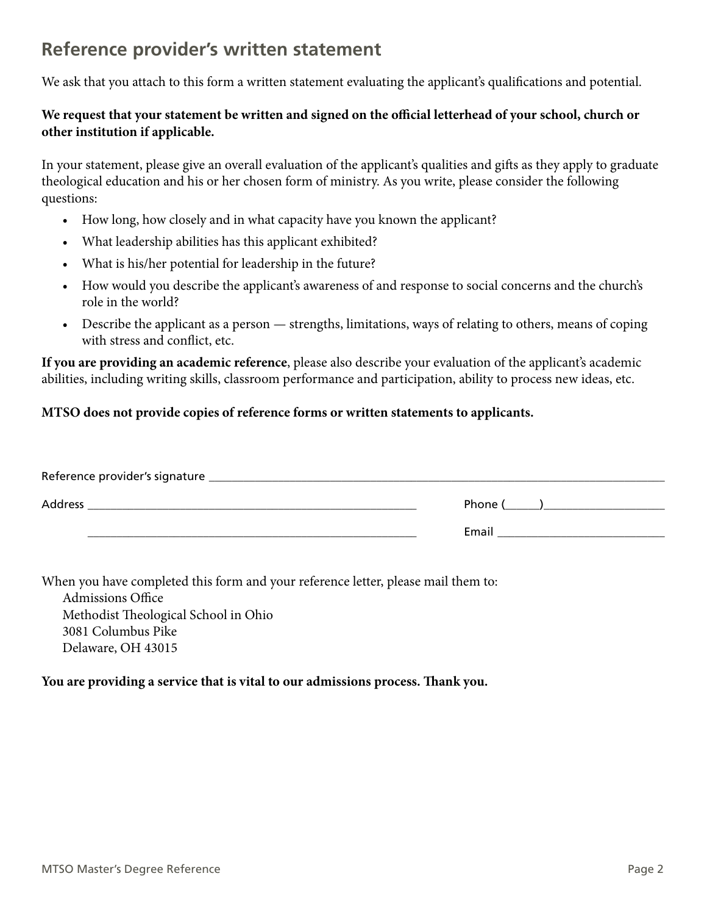## Reference provider's written statement

We ask that you attach to this form a written statement evaluating the applicant's qualifications and potential.

**We request that your statement be written and signed on the official letterhead of your school, church or other institution if applicable.**

In your statement, please give an overall evaluation of the applicant's qualities and gifts as they apply to graduate theological education and his or her chosen form of ministry. As you write, please consider the following questions:

- How long, how closely and in what capacity have you known the applicant?
- What leadership abilities has this applicant exhibited?
- What is his/her potential for leadership in the future?
- How would you describe the applicant's awareness of and response to social concerns and the church's role in the world?
- Describe the applicant as a person — strengths, limitations, ways of relating to others, means of coping with stress and conflict, etc.

**If you are providing an academic reference**, please also describe your evaluation of the applicant's academic abilities, including writing skills, classroom performance and participation, ability to process new ideas, etc.

**MTSO does not provide copies of reference forms or written statements to applicants.**

Reference provider's signature ______________________________________________

Address ______________________________________ Phone (_____)__________________

______________________________________ Email ___________________________

When you have completed this form and your reference letter, please mail them to:

Admissions Office
Methodist Theological School in Ohio
3081 Columbus Pike
Delaware, OH 43015

**You are providing a service that is vital to our admissions process. Thank you.**